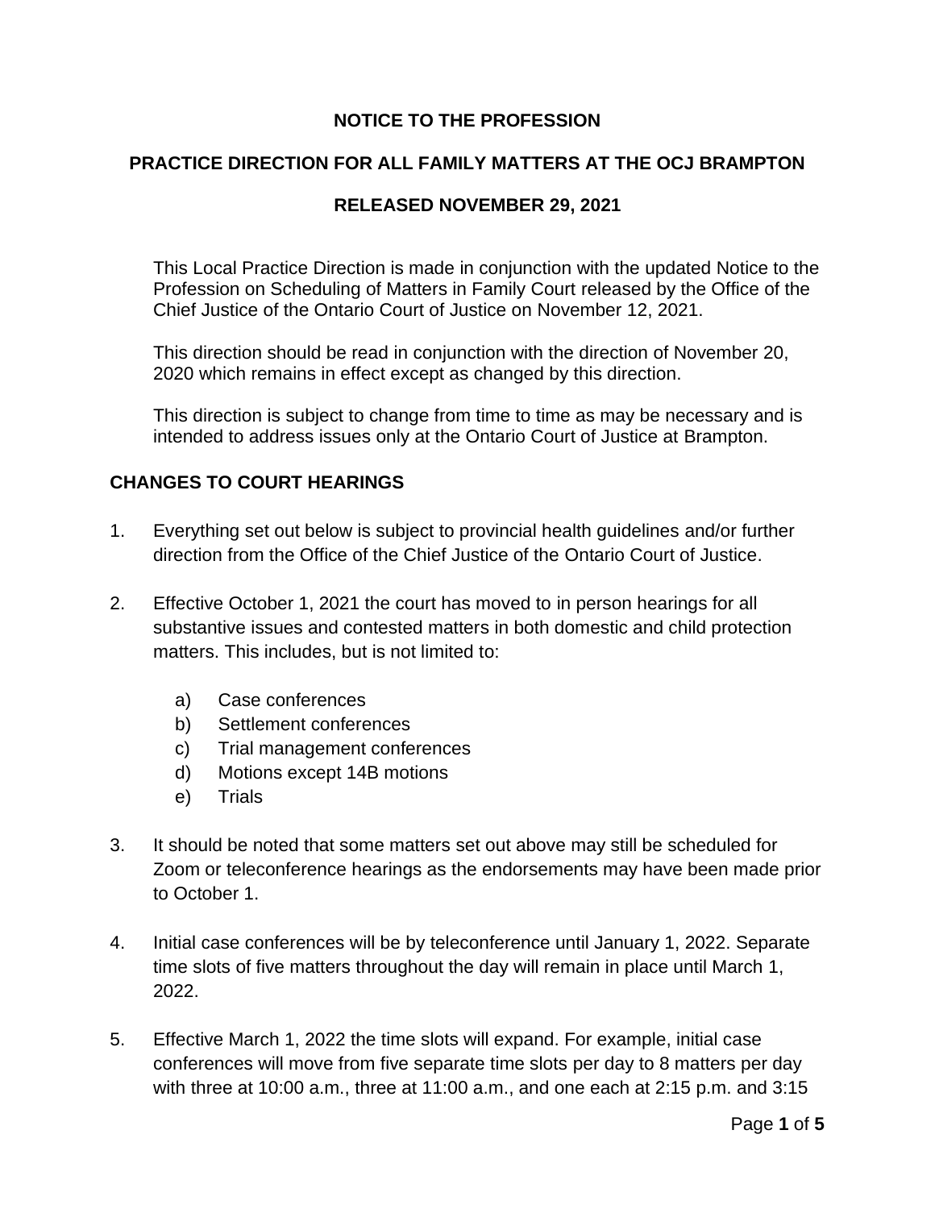# NOTICE TO THE PROFESSION

## PRACTICE DIRECTION FOR ALL FAMILY MATTERS AT THE OCJ BRAMPTON

## RELEASED NOVEMBER 29, 2021

This Local Practice Direction is made in conjunction with the updated Notice to the Profession on Scheduling of Matters in Family Court released by the Office of the Chief Justice of the Ontario Court of Justice on November 12, 2021.

This direction should be read in conjunction with the direction of November 20, 2020 which remains in effect except as changed by this direction.

This direction is subject to change from time to time as may be necessary and is intended to address issues only at the Ontario Court of Justice at Brampton.

### CHANGES TO COURT HEARINGS

1. Everything set out below is subject to provincial health guidelines and/or further direction from the Office of the Chief Justice of the Ontario Court of Justice.

2. Effective October 1, 2021 the court has moved to in person hearings for all substantive issues and contested matters in both domestic and child protection matters. This includes, but is not limited to:

   a) Case conferences
   b) Settlement conferences
   c) Trial management conferences
   d) Motions except 14B motions
   e) Trials

3. It should be noted that some matters set out above may still be scheduled for Zoom or teleconference hearings as the endorsements may have been made prior to October 1.

4. Initial case conferences will be by teleconference until January 1, 2022. Separate time slots of five matters throughout the day will remain in place until March 1, 2022.

5. Effective March 1, 2022 the time slots will expand. For example, initial case conferences will move from five separate time slots per day to 8 matters per day with three at 10:00 a.m., three at 11:00 a.m., and one each at 2:15 p.m. and 3:15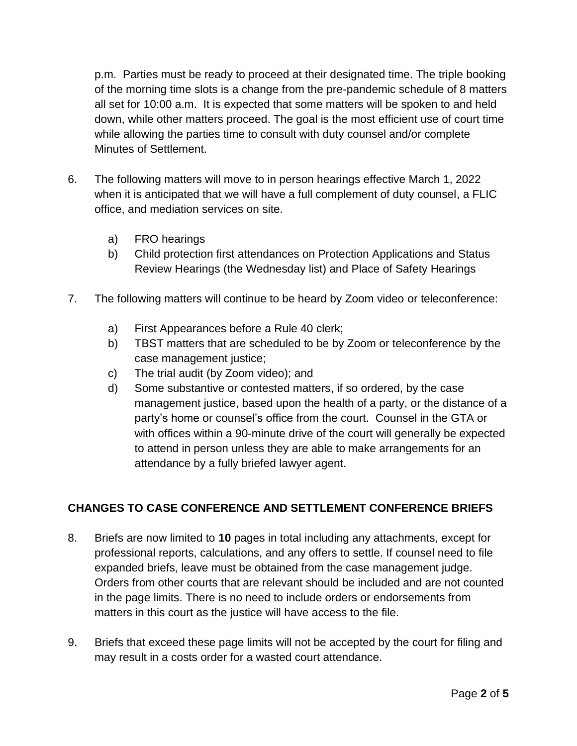p.m. Parties must be ready to proceed at their designated time. The triple booking of the morning time slots is a change from the pre-pandemic schedule of 8 matters all set for 10:00 a.m. It is expected that some matters will be spoken to and held down, while other matters proceed. The goal is the most efficient use of court time while allowing the parties time to consult with duty counsel and/or complete Minutes of Settlement.

6. The following matters will move to in person hearings effective March 1, 2022 when it is anticipated that we will have a full complement of duty counsel, a FLIC office, and mediation services on site.

   a) FRO hearings
   b) Child protection first attendances on Protection Applications and Status Review Hearings (the Wednesday list) and Place of Safety Hearings

7. The following matters will continue to be heard by Zoom video or teleconference:

   a) First Appearances before a Rule 40 clerk;
   b) TBST matters that are scheduled to be by Zoom or teleconference by the case management justice;
   c) The trial audit (by Zoom video); and
   d) Some substantive or contested matters, if so ordered, by the case management justice, based upon the health of a party, or the distance of a party's home or counsel's office from the court. Counsel in the GTA or with offices within a 90-minute drive of the court will generally be expected to attend in person unless they are able to make arrangements for an attendance by a fully briefed lawyer agent.

## CHANGES TO CASE CONFERENCE AND SETTLEMENT CONFERENCE BRIEFS

8. Briefs are now limited to **10** pages in total including any attachments, except for professional reports, calculations, and any offers to settle. If counsel need to file expanded briefs, leave must be obtained from the case management judge. Orders from other courts that are relevant should be included and are not counted in the page limits. There is no need to include orders or endorsements from matters in this court as the justice will have access to the file.

9. Briefs that exceed these page limits will not be accepted by the court for filing and may result in a costs order for a wasted court attendance.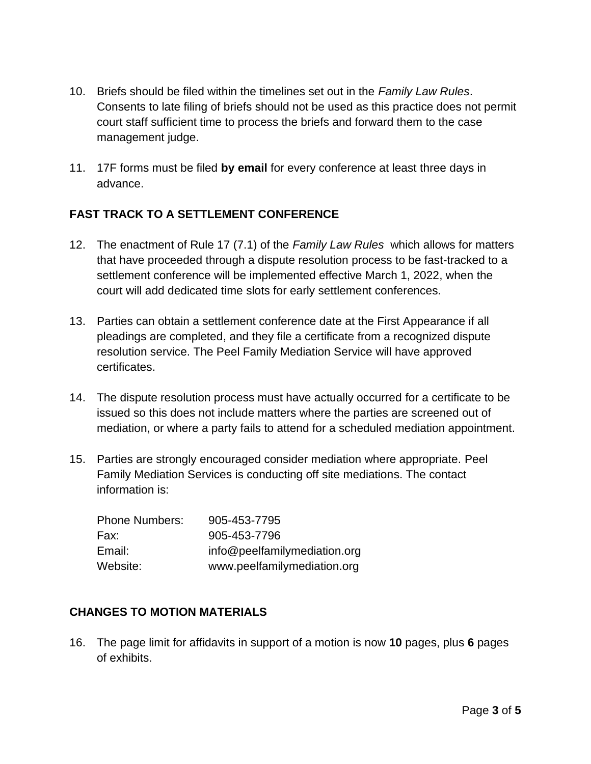10. Briefs should be filed within the timelines set out in the *Family Law Rules*. Consents to late filing of briefs should not be used as this practice does not permit court staff sufficient time to process the briefs and forward them to the case management judge.

11. 17F forms must be filed **by email** for every conference at least three days in advance.

## FAST TRACK TO A SETTLEMENT CONFERENCE

12. The enactment of Rule 17 (7.1) of the *Family Law Rules* which allows for matters that have proceeded through a dispute resolution process to be fast-tracked to a settlement conference will be implemented effective March 1, 2022, when the court will add dedicated time slots for early settlement conferences.

13. Parties can obtain a settlement conference date at the First Appearance if all pleadings are completed, and they file a certificate from a recognized dispute resolution service. The Peel Family Mediation Service will have approved certificates.

14. The dispute resolution process must have actually occurred for a certificate to be issued so this does not include matters where the parties are screened out of mediation, or where a party fails to attend for a scheduled mediation appointment.

15. Parties are strongly encouraged consider mediation where appropriate. Peel Family Mediation Services is conducting off site mediations. The contact information is:

    Phone Numbers: 905-453-7795
    Fax: 905-453-7796
    Email: info@peelfamilymediation.org
    Website: www.peelfamilymediation.org

## CHANGES TO MOTION MATERIALS

16. The page limit for affidavits in support of a motion is now **10** pages, plus **6** pages of exhibits.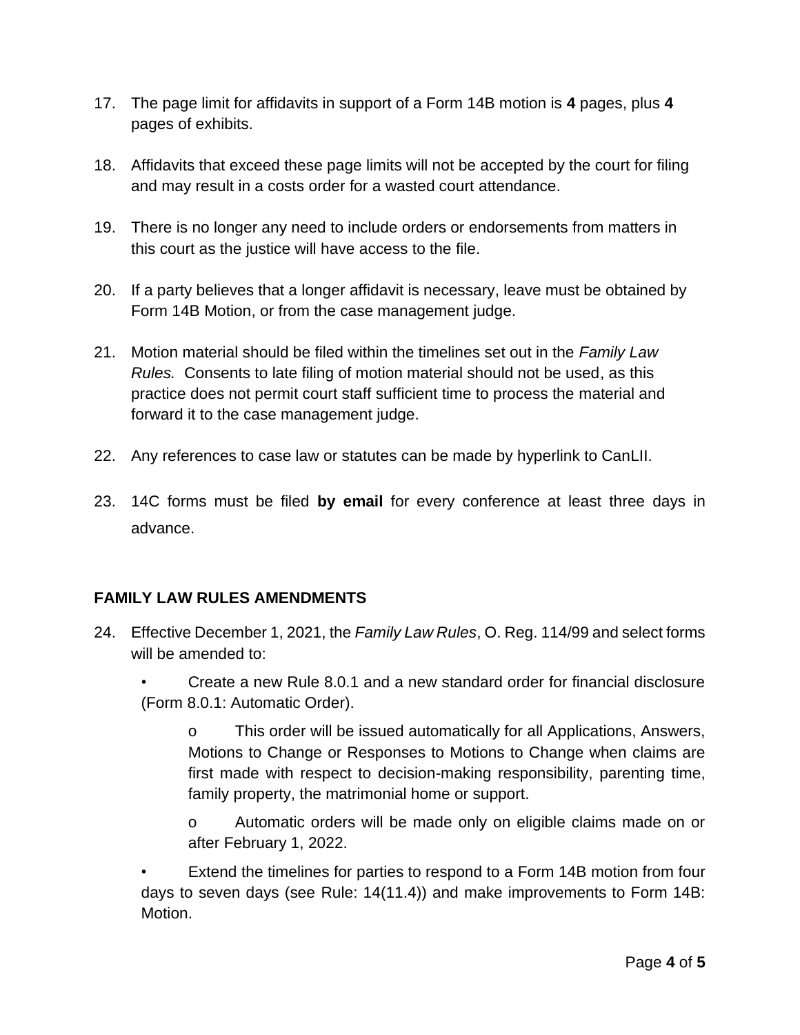17. The page limit for affidavits in support of a Form 14B motion is **4** pages, plus **4** pages of exhibits.

18. Affidavits that exceed these page limits will not be accepted by the court for filing and may result in a costs order for a wasted court attendance.

19. There is no longer any need to include orders or endorsements from matters in this court as the justice will have access to the file.

20. If a party believes that a longer affidavit is necessary, leave must be obtained by Form 14B Motion, or from the case management judge.

21. Motion material should be filed within the timelines set out in the *Family Law Rules.* Consents to late filing of motion material should not be used, as this practice does not permit court staff sufficient time to process the material and forward it to the case management judge.

22. Any references to case law or statutes can be made by hyperlink to CanLII.

23. 14C forms must be filed **by email** for every conference at least three days in advance.

**FAMILY LAW RULES AMENDMENTS**

24. Effective December 1, 2021, the *Family Law Rules*, O. Reg. 114/99 and select forms will be amended to:

    - Create a new Rule 8.0.1 and a new standard order for financial disclosure (Form 8.0.1: Automatic Order).

        - This order will be issued automatically for all Applications, Answers, Motions to Change or Responses to Motions to Change when claims are first made with respect to decision-making responsibility, parenting time, family property, the matrimonial home or support.

        - Automatic orders will be made only on eligible claims made on or after February 1, 2022.

    - Extend the timelines for parties to respond to a Form 14B motion from four days to seven days (see Rule: 14(11.4)) and make improvements to Form 14B: Motion.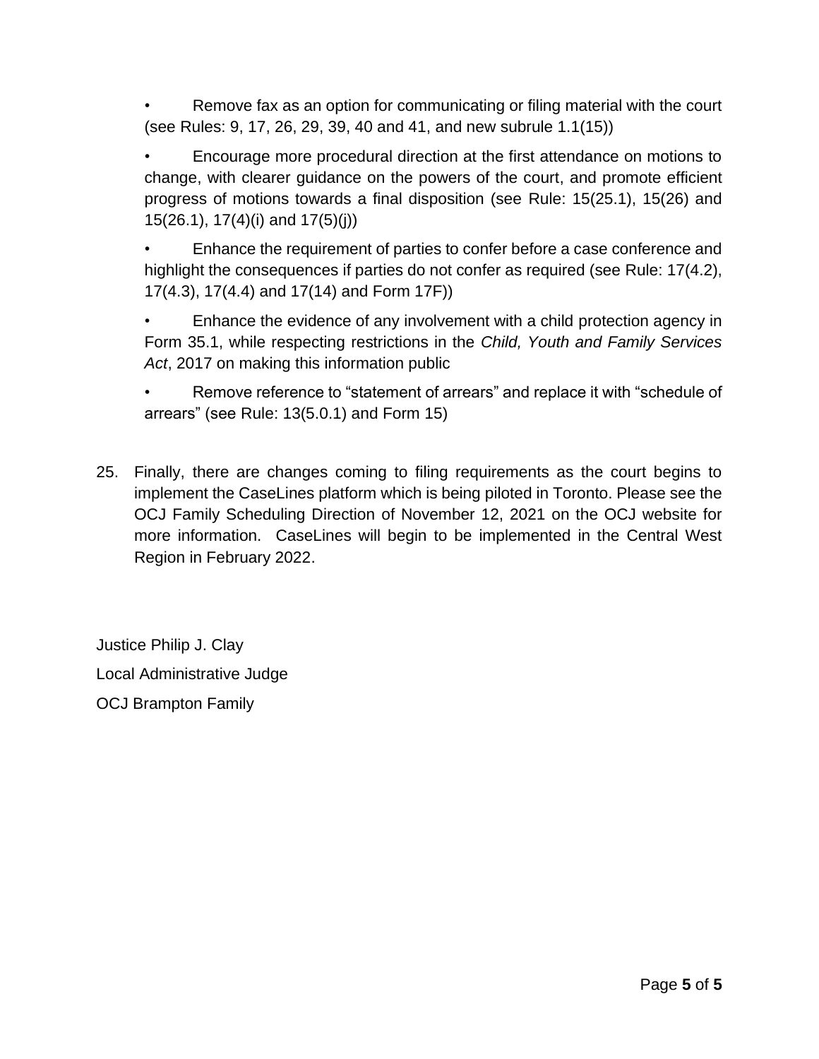- Remove fax as an option for communicating or filing material with the court (see Rules: 9, 17, 26, 29, 39, 40 and 41, and new subrule 1.1(15))
- Encourage more procedural direction at the first attendance on motions to change, with clearer guidance on the powers of the court, and promote efficient progress of motions towards a final disposition (see Rule: 15(25.1), 15(26) and 15(26.1), 17(4)(i) and 17(5)(j))
- Enhance the requirement of parties to confer before a case conference and highlight the consequences if parties do not confer as required (see Rule: 17(4.2), 17(4.3), 17(4.4) and 17(14) and Form 17F))
- Enhance the evidence of any involvement with a child protection agency in Form 35.1, while respecting restrictions in the *Child, Youth and Family Services Act*, 2017 on making this information public
- Remove reference to “statement of arrears” and replace it with “schedule of arrears” (see Rule: 13(5.0.1) and Form 15)

25. Finally, there are changes coming to filing requirements as the court begins to implement the CaseLines platform which is being piloted in Toronto. Please see the OCJ Family Scheduling Direction of November 12, 2021 on the OCJ website for more information. CaseLines will begin to be implemented in the Central West Region in February 2022.

Justice Philip J. Clay
Local Administrative Judge
OCJ Brampton Family